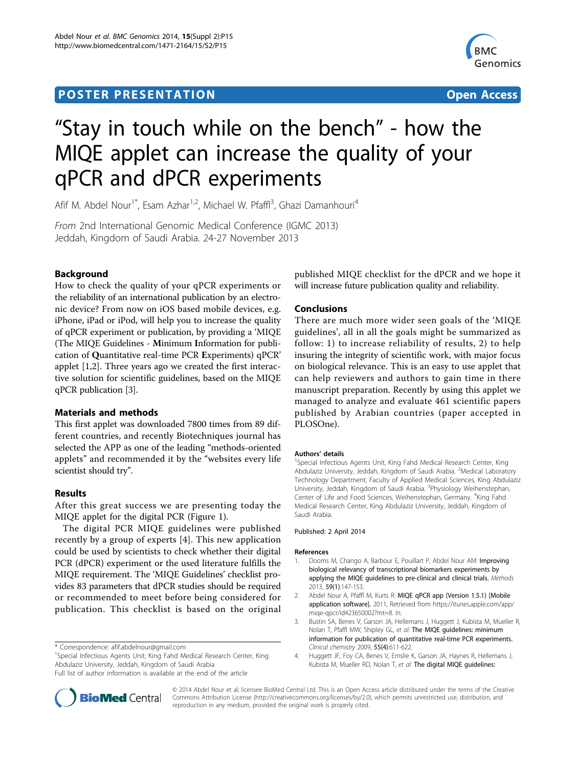POSTER PRESENTATION | Open Access

# "Stay in touch while on the bench" - how the MIQE applet can increase the quality of your qPCR and dPCR experiments

Afif M. Abdel Nour[1*], Esam Azhar[1,2], Michael W. Pfaffl[3], Ghazi Damanhouri[4]

*From* 2nd International Genomic Medical Conference (IGMC 2013)
Jeddah, Kingdom of Saudi Arabia. 24-27 November 2013

## Background

How to check the quality of your qPCR experiments or the reliability of an international publication by an electronic device? From now on iOS based mobile devices, e.g. iPhone, iPad or iPod, will help you to increase the quality of qPCR experiment or publication, by providing a 'MIQE (The MIQE Guidelines - **M**inimum **I**nformation for publication of **Q**uantitative real-time PCR **E**xperiments) qPCR' applet [1,2]. Three years ago we created the first interactive solution for scientific guidelines, based on the MIQE qPCR publication [3].

## Materials and methods

This first applet was downloaded 7800 times from 89 different countries, and recently Biotechniques journal has selected the APP as one of the leading "methods-oriented applets" and recommended it by the "websites every life scientist should try".

## Results

After this great success we are presenting today the MIQE applet for the digital PCR (Figure 1).

The digital PCR MIQE guidelines were published recently by a group of experts [4]. This new application could be used by scientists to check whether their digital PCR (dPCR) experiment or the used literature fulfills the MIQE requirement. The 'MIQE Guidelines' checklist provides 83 parameters that dPCR studies should be required or recommended to meet before being considered for publication. This checklist is based on the original published MIQE checklist for the dPCR and we hope it will increase future publication quality and reliability.

## Conclusions

There are much more wider seen goals of the 'MIQE guidelines', all in all the goals might be summarized as follow: 1) to increase reliability of results, 2) to help insuring the integrity of scientific work, with major focus on biological relevance. This is an easy to use applet that can help reviewers and authors to gain time in there manuscript preparation. Recently by using this applet we managed to analyze and evaluate 461 scientific papers published by Arabian countries (paper accepted in PLOSOne).

\* Correspondence: afif.abdelnour@gmail.com
[1]Special Infectious Agents Unit, King Fahd Medical Research Center, King Abdulaziz University, Jeddah, Kingdom of Saudi Arabia
Full list of author information is available at the end of the article

### Authors' details

[1]Special Infectious Agents Unit, King Fahd Medical Research Center, King Abdulaziz University, Jeddah, Kingdom of Saudi Arabia. [2]Medical Laboratory Technology Department, Faculty of Applied Medical Sciences, King Abdulaziz University, Jeddah, Kingdom of Saudi Arabia. [3]Physiology Weihenstephan, Center of Life and Food Sciences, Weihenstephan, Germany. [4]King Fahd Medical Research Center, King Abdulaziz University, Jeddah, Kingdom of Saudi Arabia.

Published: 2 April 2014

### References

1. Dooms M, Chango A, Barbour E, Pouillart P, Abdel Nour AM: **Improving biological relevancy of transcriptional biomarkers experiments by applying the MIQE guidelines to pre-clinical and clinical trials.** *Methods* 2013, **59(1)**:147-153.
2. Abdel Nour A, Pfaffl M, Kurts R: **MIQE qPCR app (Version 1.5.1) [Mobile application software].** 2011, Retrieved from https://itunes.apple.com/app/miqe-qpcr/id423650002?mt=8. In.
3. Bustin SA, Benes V, Garson JA, Hellemans J, Huggett J, Kubista M, Mueller R, Nolan T, Pfaffl MW, Shipley GL, *et al*: **The MIQE guidelines: minimum information for publication of quantitative real-time PCR experiments.** *Clinical chemistry* 2009, **55(4)**:611-622.
4. Huggett JF, Foy CA, Benes V, Emslie K, Garson JA, Haynes R, Hellemans J, Kubista M, Mueller RD, Nolan T, *et al*: **The digital MIQE guidelines:**

© 2014 Abdel Nour et al; licensee BioMed Central Ltd. This is an Open Access article distributed under the terms of the Creative Commons Attribution License (http://creativecommons.org/licenses/by/2.0), which permits unrestricted use, distribution, and reproduction in any medium, provided the original work is properly cited.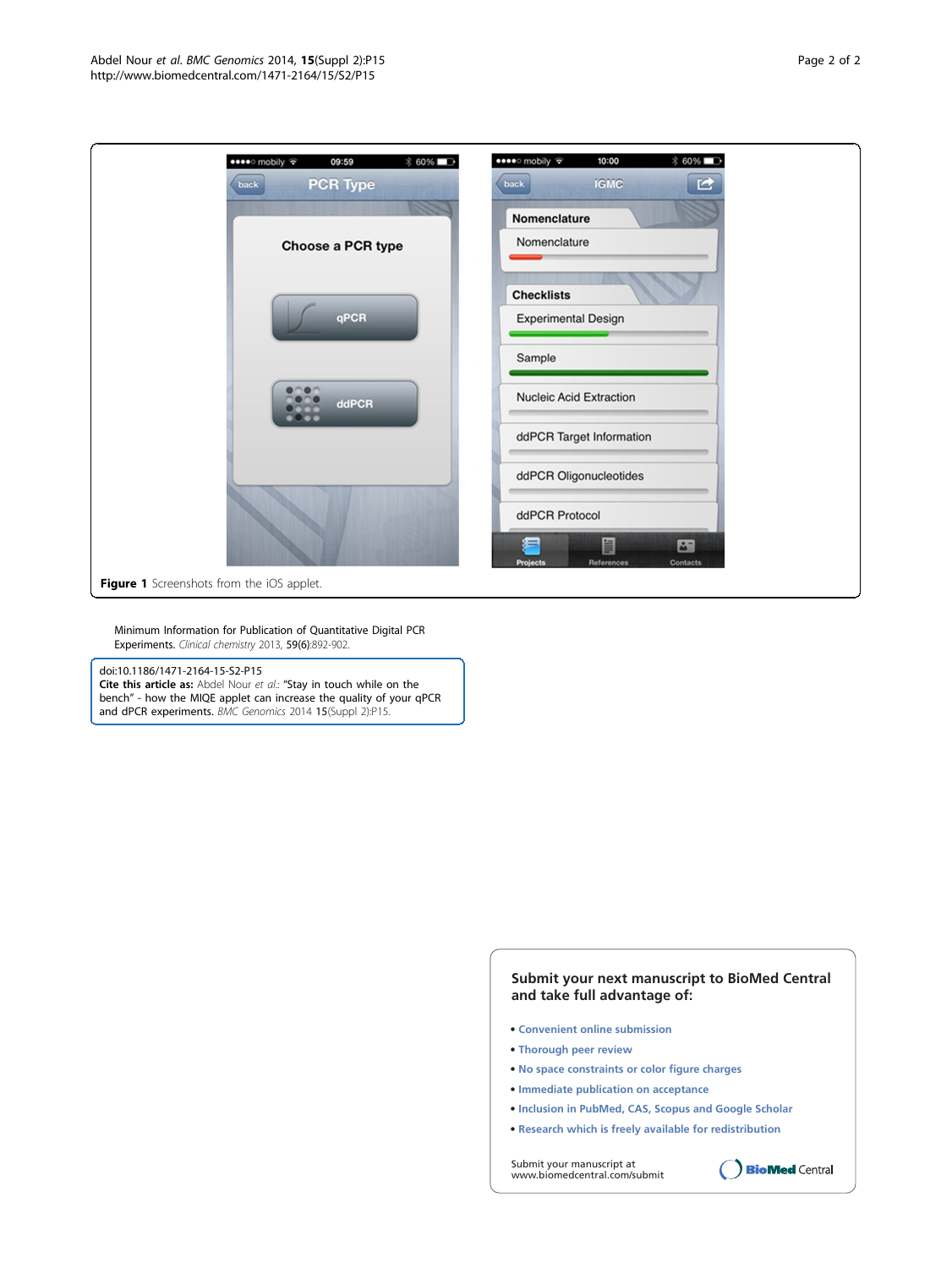**Figure 1** Screenshots from the iOS applet.

Minimum Information for Publication of Quantitative Digital PCR Experiments. *Clinical chemistry* 2013, **59(6)**:892-902.

doi:10.1186/1471-2164-15-S2-P15
**Cite this article as:** Abdel Nour *et al.*: "Stay in touch while on the bench" - how the MIQE applet can increase the quality of your qPCR and dPCR experiments. *BMC Genomics* 2014 **15**(Suppl 2):P15.

**Submit your next manuscript to BioMed Central and take full advantage of:**

- Convenient online submission
- Thorough peer review
- No space constraints or color figure charges
- Immediate publication on acceptance
- Inclusion in PubMed, CAS, Scopus and Google Scholar
- Research which is freely available for redistribution

Submit your manuscript at
www.biomedcentral.com/submit

BioMed Central